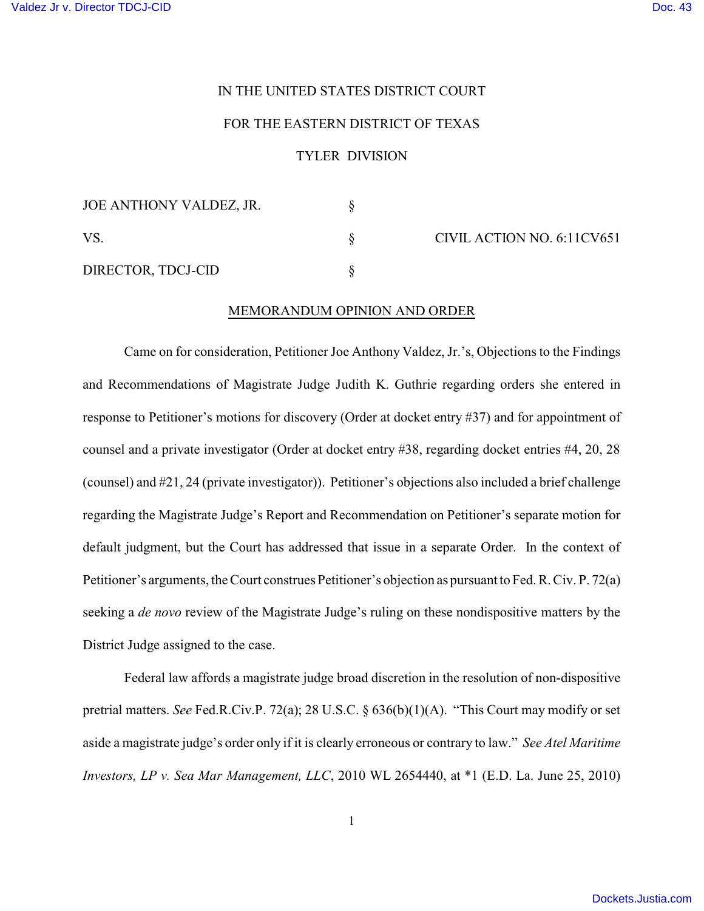IN THE UNITED STATES DISTRICT COURT

FOR THE EASTERN DISTRICT OF TEXAS

TYLER DIVISION

| | | |
|---|---|---|
| JOE ANTHONY VALDEZ, JR. | § | |
| VS. | § | CIVIL ACTION NO. 6:11CV651 |
| DIRECTOR, TDCJ-CID | § | |

MEMORANDUM OPINION AND ORDER

Came on for consideration, Petitioner Joe Anthony Valdez, Jr.'s, Objections to the Findings and Recommendations of Magistrate Judge Judith K. Guthrie regarding orders she entered in response to Petitioner's motions for discovery (Order at docket entry #37) and for appointment of counsel and a private investigator (Order at docket entry #38, regarding docket entries #4, 20, 28 (counsel) and #21, 24 (private investigator)). Petitioner's objections also included a brief challenge regarding the Magistrate Judge's Report and Recommendation on Petitioner's separate motion for default judgment, but the Court has addressed that issue in a separate Order. In the context of Petitioner's arguments, the Court construes Petitioner's objection as pursuant to Fed. R. Civ. P. 72(a) seeking a *de novo* review of the Magistrate Judge's ruling on these nondispositive matters by the District Judge assigned to the case.

Federal law affords a magistrate judge broad discretion in the resolution of non-dispositive pretrial matters. *See* Fed.R.Civ.P. 72(a); 28 U.S.C. § 636(b)(1)(A). "This Court may modify or set aside a magistrate judge's order only if it is clearly erroneous or contrary to law." *See Atel Maritime Investors, LP v. Sea Mar Management, LLC*, 2010 WL 2654440, at *1 (E.D. La. June 25, 2010)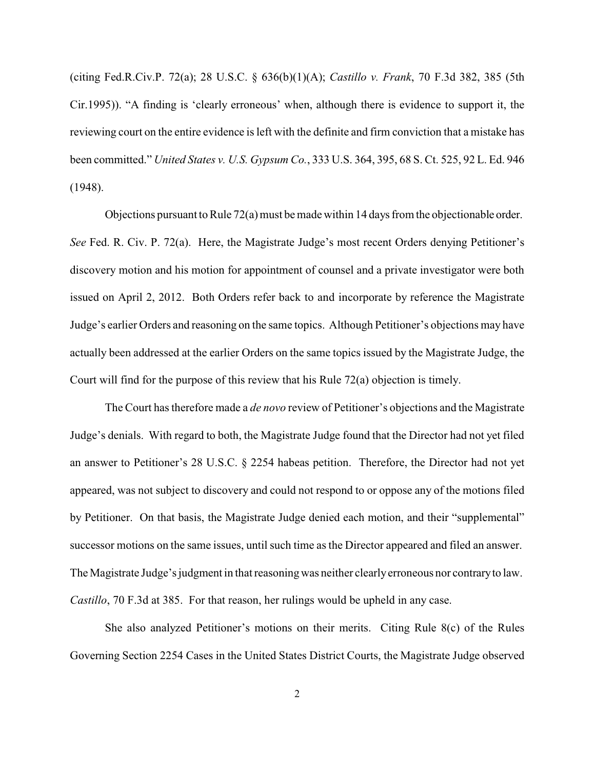(citing Fed.R.Civ.P. 72(a); 28 U.S.C. § 636(b)(1)(A); *Castillo v. Frank*, 70 F.3d 382, 385 (5th Cir.1995)). "A finding is 'clearly erroneous' when, although there is evidence to support it, the reviewing court on the entire evidence is left with the definite and firm conviction that a mistake has been committed." *United States v. U.S. Gypsum Co.*, 333 U.S. 364, 395, 68 S. Ct. 525, 92 L. Ed. 946 (1948).

Objections pursuant to Rule 72(a) must be made within 14 days from the objectionable order. *See* Fed. R. Civ. P. 72(a). Here, the Magistrate Judge's most recent Orders denying Petitioner's discovery motion and his motion for appointment of counsel and a private investigator were both issued on April 2, 2012. Both Orders refer back to and incorporate by reference the Magistrate Judge's earlier Orders and reasoning on the same topics. Although Petitioner's objections may have actually been addressed at the earlier Orders on the same topics issued by the Magistrate Judge, the Court will find for the purpose of this review that his Rule 72(a) objection is timely.

The Court has therefore made a *de novo* review of Petitioner's objections and the Magistrate Judge's denials. With regard to both, the Magistrate Judge found that the Director had not yet filed an answer to Petitioner's 28 U.S.C. § 2254 habeas petition. Therefore, the Director had not yet appeared, was not subject to discovery and could not respond to or oppose any of the motions filed by Petitioner. On that basis, the Magistrate Judge denied each motion, and their "supplemental" successor motions on the same issues, until such time as the Director appeared and filed an answer. The Magistrate Judge's judgment in that reasoning was neither clearly erroneous nor contrary to law. *Castillo*, 70 F.3d at 385. For that reason, her rulings would be upheld in any case.

She also analyzed Petitioner's motions on their merits. Citing Rule 8(c) of the Rules Governing Section 2254 Cases in the United States District Courts, the Magistrate Judge observed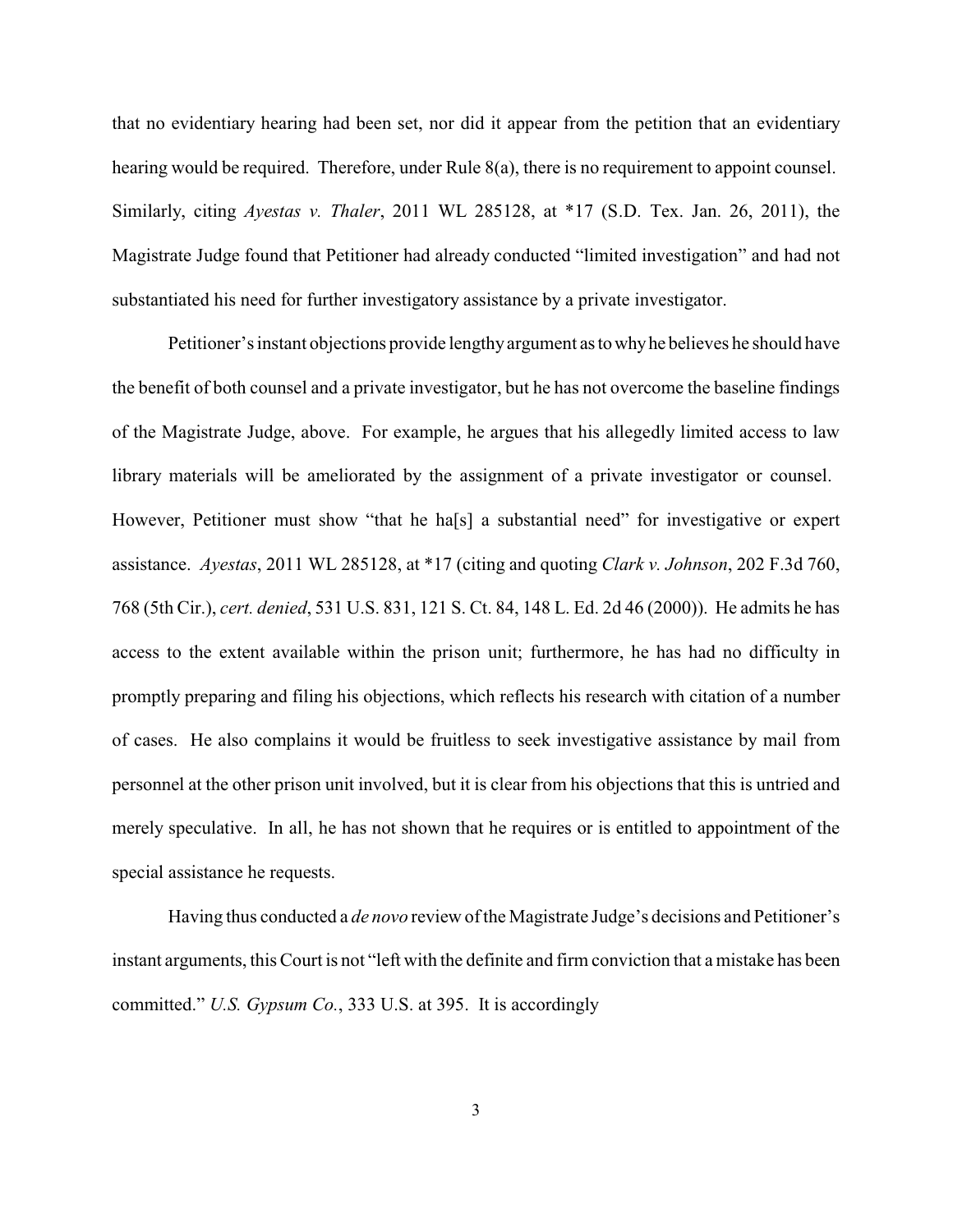that no evidentiary hearing had been set, nor did it appear from the petition that an evidentiary hearing would be required. Therefore, under Rule 8(a), there is no requirement to appoint counsel. Similarly, citing *Ayestas v. Thaler*, 2011 WL 285128, at *17 (S.D. Tex. Jan. 26, 2011), the Magistrate Judge found that Petitioner had already conducted "limited investigation" and had not substantiated his need for further investigatory assistance by a private investigator.

Petitioner's instant objections provide lengthy argument as to why he believes he should have the benefit of both counsel and a private investigator, but he has not overcome the baseline findings of the Magistrate Judge, above. For example, he argues that his allegedly limited access to law library materials will be ameliorated by the assignment of a private investigator or counsel. However, Petitioner must show "that he ha[s] a substantial need" for investigative or expert assistance. *Ayestas*, 2011 WL 285128, at *17 (citing and quoting *Clark v. Johnson*, 202 F.3d 760, 768 (5th Cir.), *cert. denied*, 531 U.S. 831, 121 S. Ct. 84, 148 L. Ed. 2d 46 (2000)). He admits he has access to the extent available within the prison unit; furthermore, he has had no difficulty in promptly preparing and filing his objections, which reflects his research with citation of a number of cases. He also complains it would be fruitless to seek investigative assistance by mail from personnel at the other prison unit involved, but it is clear from his objections that this is untried and merely speculative. In all, he has not shown that he requires or is entitled to appointment of the special assistance he requests.

Having thus conducted a *de novo* review of the Magistrate Judge's decisions and Petitioner's instant arguments, this Court is not "left with the definite and firm conviction that a mistake has been committed." *U.S. Gypsum Co.*, 333 U.S. at 395. It is accordingly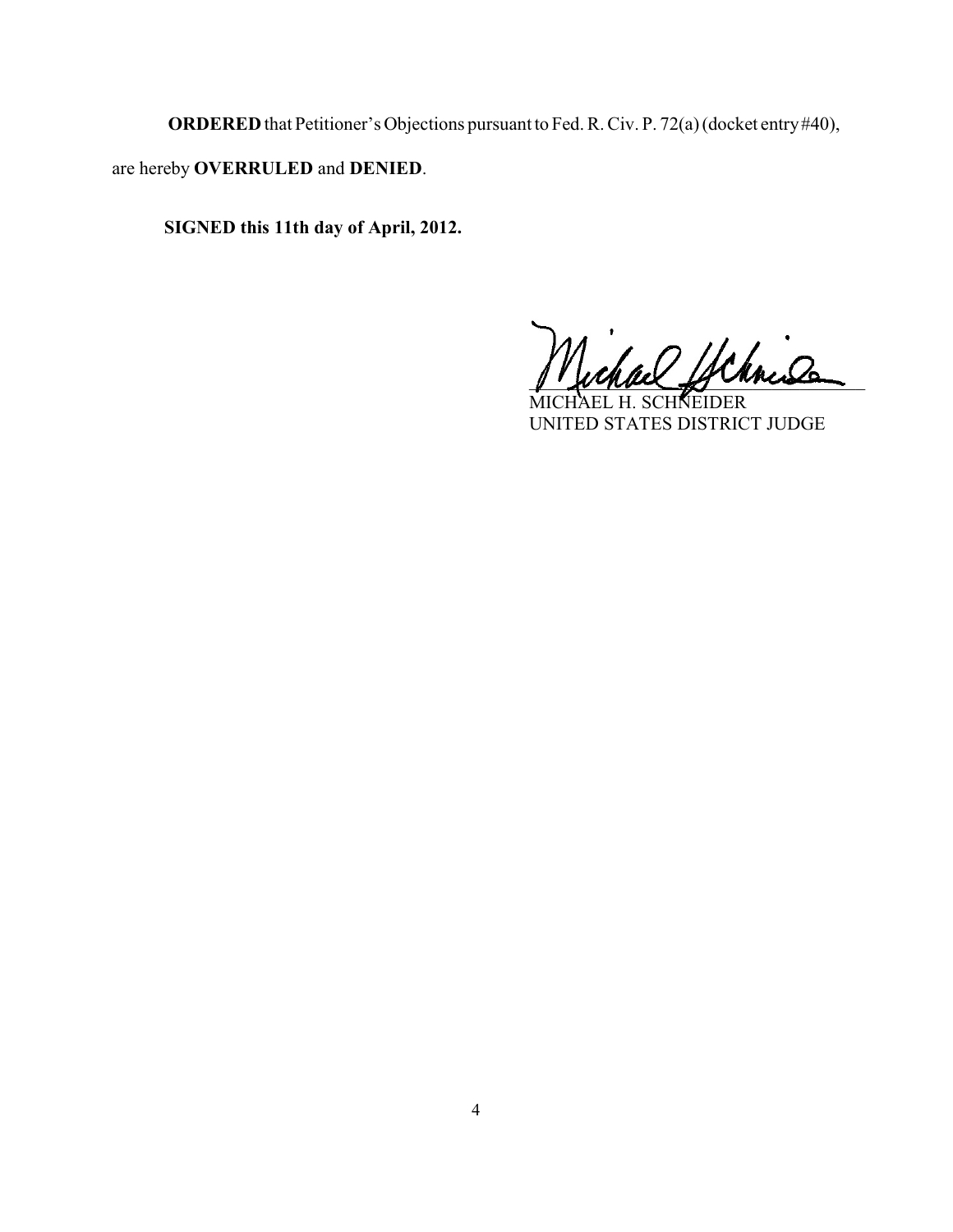**ORDERED** that Petitioner's Objections pursuant to Fed. R. Civ. P. 72(a) (docket entry #40), are hereby **OVERRULED** and **DENIED**.

**SIGNED this 11th day of April, 2012.**

MICHAEL H. SCHNEIDER
UNITED STATES DISTRICT JUDGE